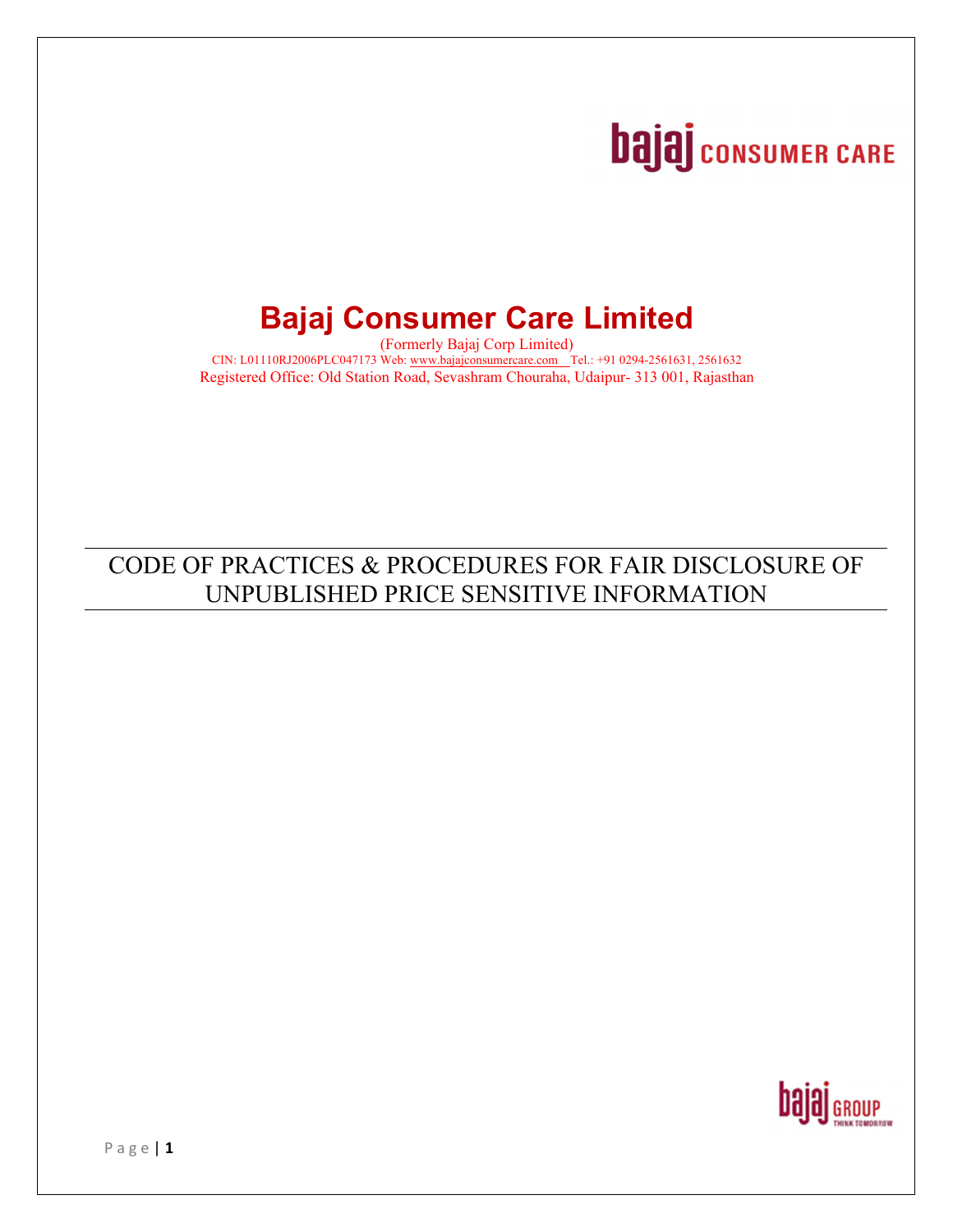# Bajaj Consumer Care Limited

(Formerly Bajaj Corp Limited)

CIN: L01110RJ2006PLC047173 Web: www.bajajconsumercare.com Tel.: +91 0294-2561631, 2561632

Registered Office: Old Station Road, Sevashram Chouraha, Udaipur- 313 001, Rajasthan

## CODE OF PRACTICES & PROCEDURES FOR FAIR DISCLOSURE OF UNPUBLISHED PRICE SENSITIVE INFORMATION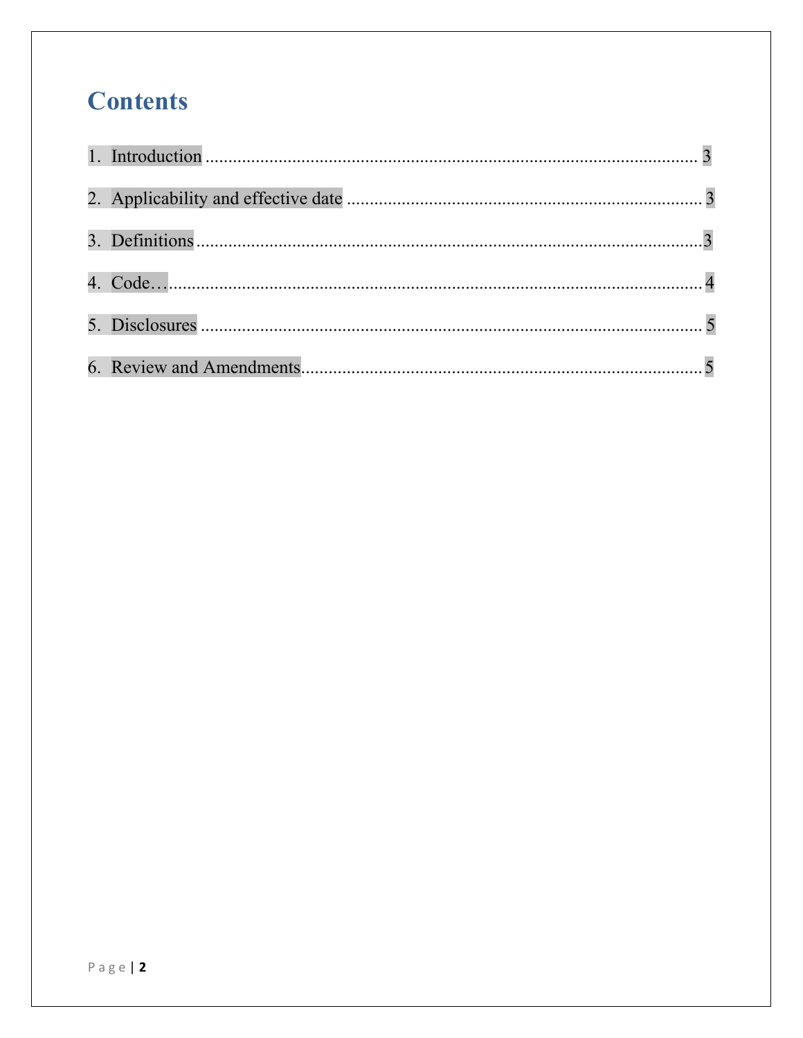# Contents

1. Introduction ........................................................................................................ 3
2. Applicability and effective date ........................................................................... 3
3. Definitions ............................................................................................................ 3
4. Code…................................................................................................................... 4
5. Disclosures ........................................................................................................... 5
6. Review and Amendments...................................................................................... 5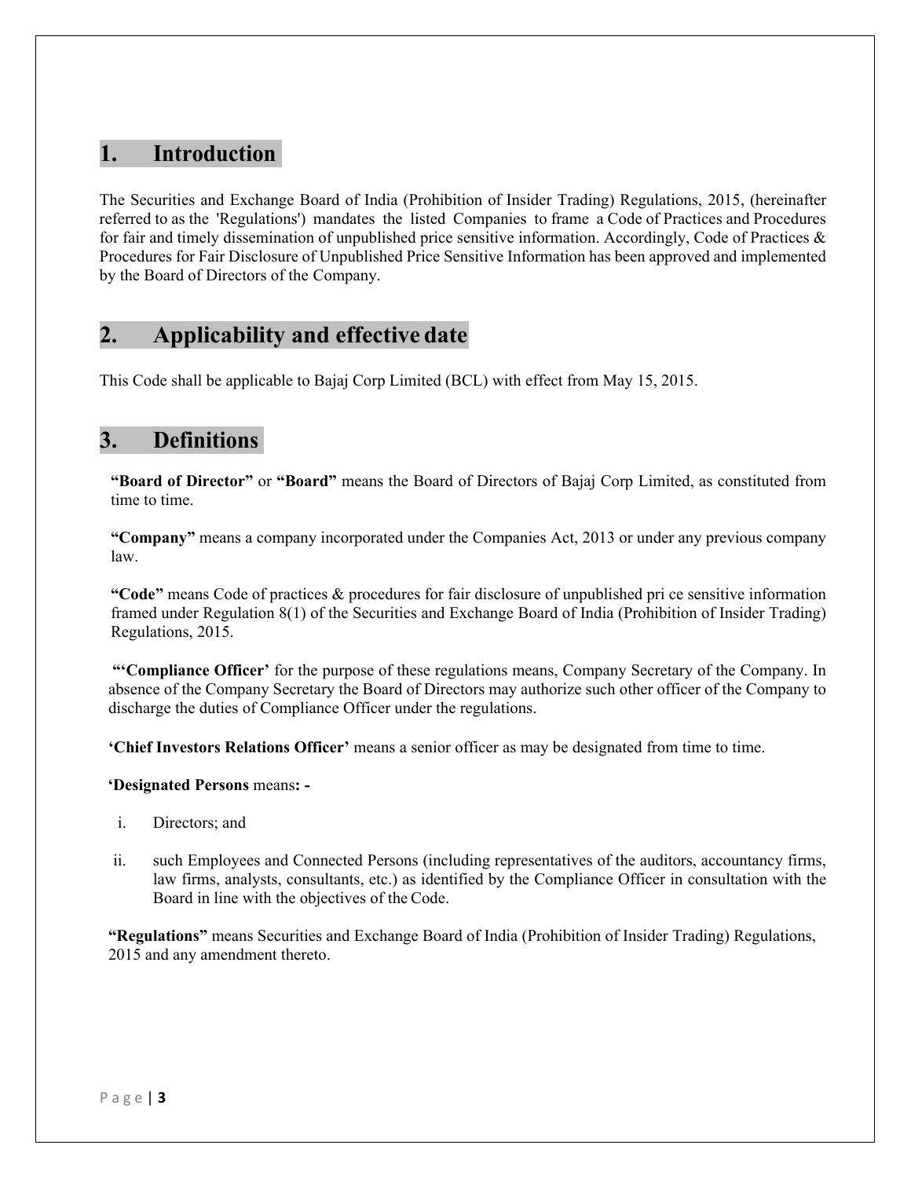## 1. Introduction

The Securities and Exchange Board of India (Prohibition of Insider Trading) Regulations, 2015, (hereinafter referred to as the 'Regulations') mandates the listed Companies to frame a Code of Practices and Procedures for fair and timely dissemination of unpublished price sensitive information. Accordingly, Code of Practices & Procedures for Fair Disclosure of Unpublished Price Sensitive Information has been approved and implemented by the Board of Directors of the Company.

## 2. Applicability and effective date

This Code shall be applicable to Bajaj Corp Limited (BCL) with effect from May 15, 2015.

## 3. Definitions

**"Board of Director"** or **"Board"** means the Board of Directors of Bajaj Corp Limited, as constituted from time to time.

**"Company"** means a company incorporated under the Companies Act, 2013 or under any previous company law.

**"Code"** means Code of practices & procedures for fair disclosure of unpublished pri ce sensitive information framed under Regulation 8(1) of the Securities and Exchange Board of India (Prohibition of Insider Trading) Regulations, 2015.

**"'Compliance Officer'** for the purpose of these regulations means, Company Secretary of the Company. In absence of the Company Secretary the Board of Directors may authorize such other officer of the Company to discharge the duties of Compliance Officer under the regulations.

**'Chief Investors Relations Officer'** means a senior officer as may be designated from time to time.

**'Designated Persons** means**: -**

i. Directors; and

ii. such Employees and Connected Persons (including representatives of the auditors, accountancy firms, law firms, analysts, consultants, etc.) as identified by the Compliance Officer in consultation with the Board in line with the objectives of the Code.

**"Regulations"** means Securities and Exchange Board of India (Prohibition of Insider Trading) Regulations, 2015 and any amendment thereto.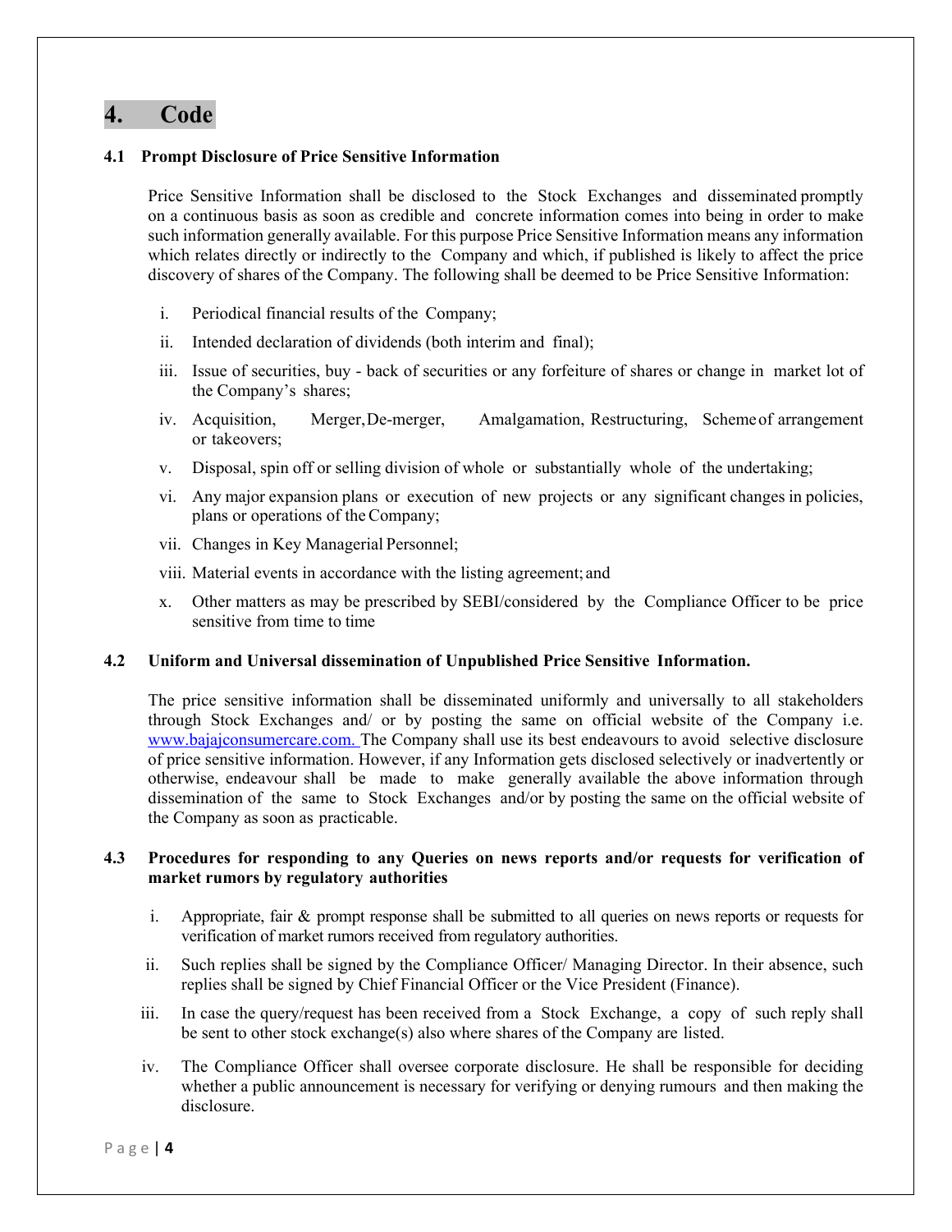# 4. Code

### 4.1 Prompt Disclosure of Price Sensitive Information

Price Sensitive Information shall be disclosed to the Stock Exchanges and disseminated promptly on a continuous basis as soon as credible and concrete information comes into being in order to make such information generally available. For this purpose Price Sensitive Information means any information which relates directly or indirectly to the Company and which, if published is likely to affect the price discovery of shares of the Company. The following shall be deemed to be Price Sensitive Information:

i. Periodical financial results of the Company;

ii. Intended declaration of dividends (both interim and final);

iii. Issue of securities, buy - back of securities or any forfeiture of shares or change in market lot of the Company's shares;

iv. Acquisition, Merger, De-merger, Amalgamation, Restructuring, Scheme of arrangement or takeovers;

v. Disposal, spin off or selling division of whole or substantially whole of the undertaking;

vi. Any major expansion plans or execution of new projects or any significant changes in policies, plans or operations of the Company;

vii. Changes in Key Managerial Personnel;

viii. Material events in accordance with the listing agreement; and

x. Other matters as may be prescribed by SEBI/considered by the Compliance Officer to be price sensitive from time to time

### 4.2 Uniform and Universal dissemination of Unpublished Price Sensitive Information.

The price sensitive information shall be disseminated uniformly and universally to all stakeholders through Stock Exchanges and/ or by posting the same on official website of the Company i.e. www.bajajconsumercare.com. The Company shall use its best endeavours to avoid selective disclosure of price sensitive information. However, if any Information gets disclosed selectively or inadvertently or otherwise, endeavour shall be made to make generally available the above information through dissemination of the same to Stock Exchanges and/or by posting the same on the official website of the Company as soon as practicable.

### 4.3 Procedures for responding to any Queries on news reports and/or requests for verification of market rumors by regulatory authorities

i. Appropriate, fair & prompt response shall be submitted to all queries on news reports or requests for verification of market rumors received from regulatory authorities.

ii. Such replies shall be signed by the Compliance Officer/ Managing Director. In their absence, such replies shall be signed by Chief Financial Officer or the Vice President (Finance).

iii. In case the query/request has been received from a Stock Exchange, a copy of such reply shall be sent to other stock exchange(s) also where shares of the Company are listed.

iv. The Compliance Officer shall oversee corporate disclosure. He shall be responsible for deciding whether a public announcement is necessary for verifying or denying rumours and then making the disclosure.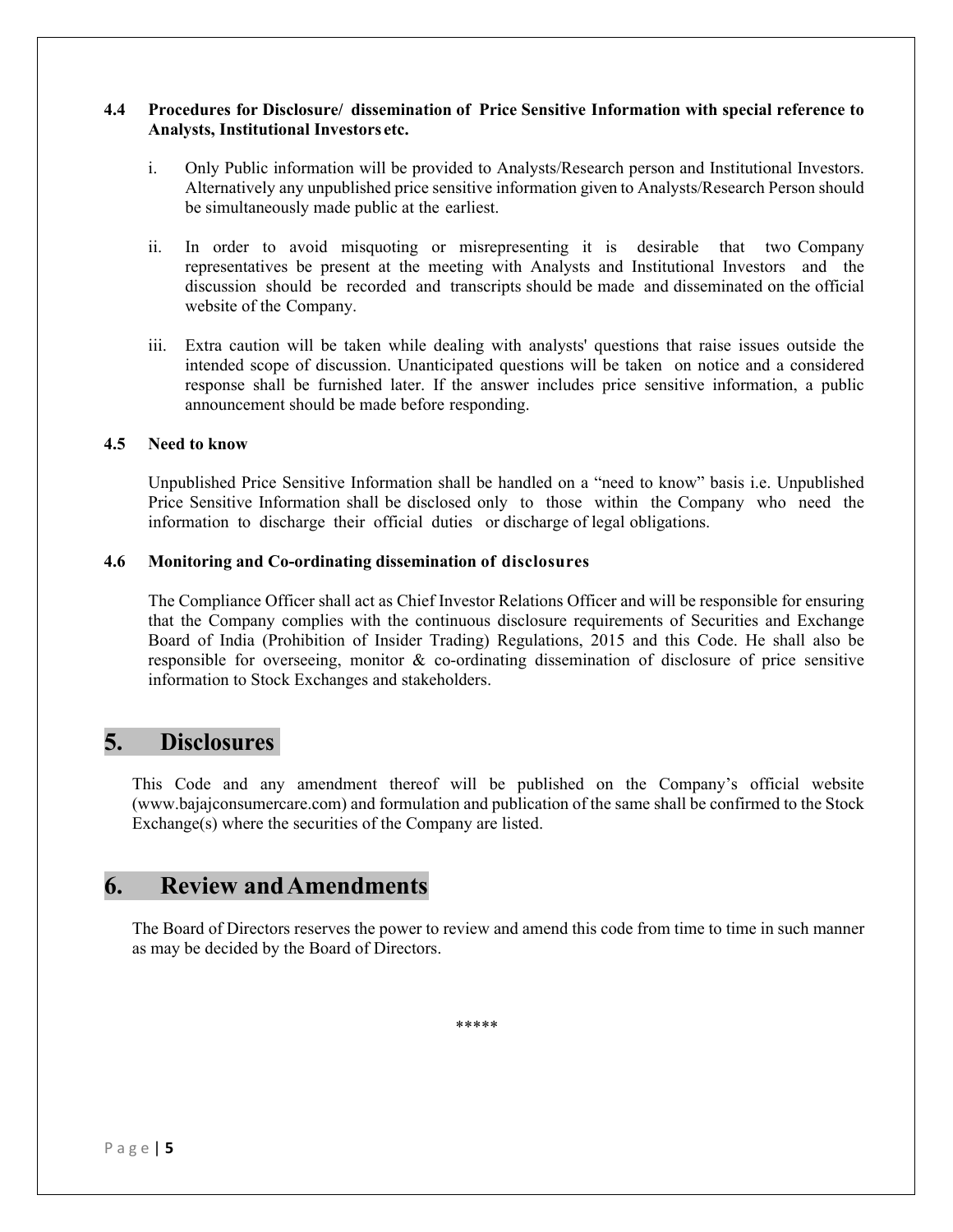### 4.4 Procedures for Disclosure/ dissemination of Price Sensitive Information with special reference to Analysts, Institutional Investors etc.

i. Only Public information will be provided to Analysts/Research person and Institutional Investors. Alternatively any unpublished price sensitive information given to Analysts/Research Person should be simultaneously made public at the earliest.

ii. In order to avoid misquoting or misrepresenting it is desirable that two Company representatives be present at the meeting with Analysts and Institutional Investors and the discussion should be recorded and transcripts should be made and disseminated on the official website of the Company.

iii. Extra caution will be taken while dealing with analysts' questions that raise issues outside the intended scope of discussion. Unanticipated questions will be taken on notice and a considered response shall be furnished later. If the answer includes price sensitive information, a public announcement should be made before responding.

### 4.5 Need to know

Unpublished Price Sensitive Information shall be handled on a "need to know" basis i.e. Unpublished Price Sensitive Information shall be disclosed only to those within the Company who need the information to discharge their official duties or discharge of legal obligations.

### 4.6 Monitoring and Co-ordinating dissemination of disclosures

The Compliance Officer shall act as Chief Investor Relations Officer and will be responsible for ensuring that the Company complies with the continuous disclosure requirements of Securities and Exchange Board of India (Prohibition of Insider Trading) Regulations, 2015 and this Code. He shall also be responsible for overseeing, monitor & co-ordinating dissemination of disclosure of price sensitive information to Stock Exchanges and stakeholders.

## 5. Disclosures

This Code and any amendment thereof will be published on the Company's official website (www.bajajconsumercare.com) and formulation and publication of the same shall be confirmed to the Stock Exchange(s) where the securities of the Company are listed.

## 6. Review and Amendments

The Board of Directors reserves the power to review and amend this code from time to time in such manner as may be decided by the Board of Directors.

*****